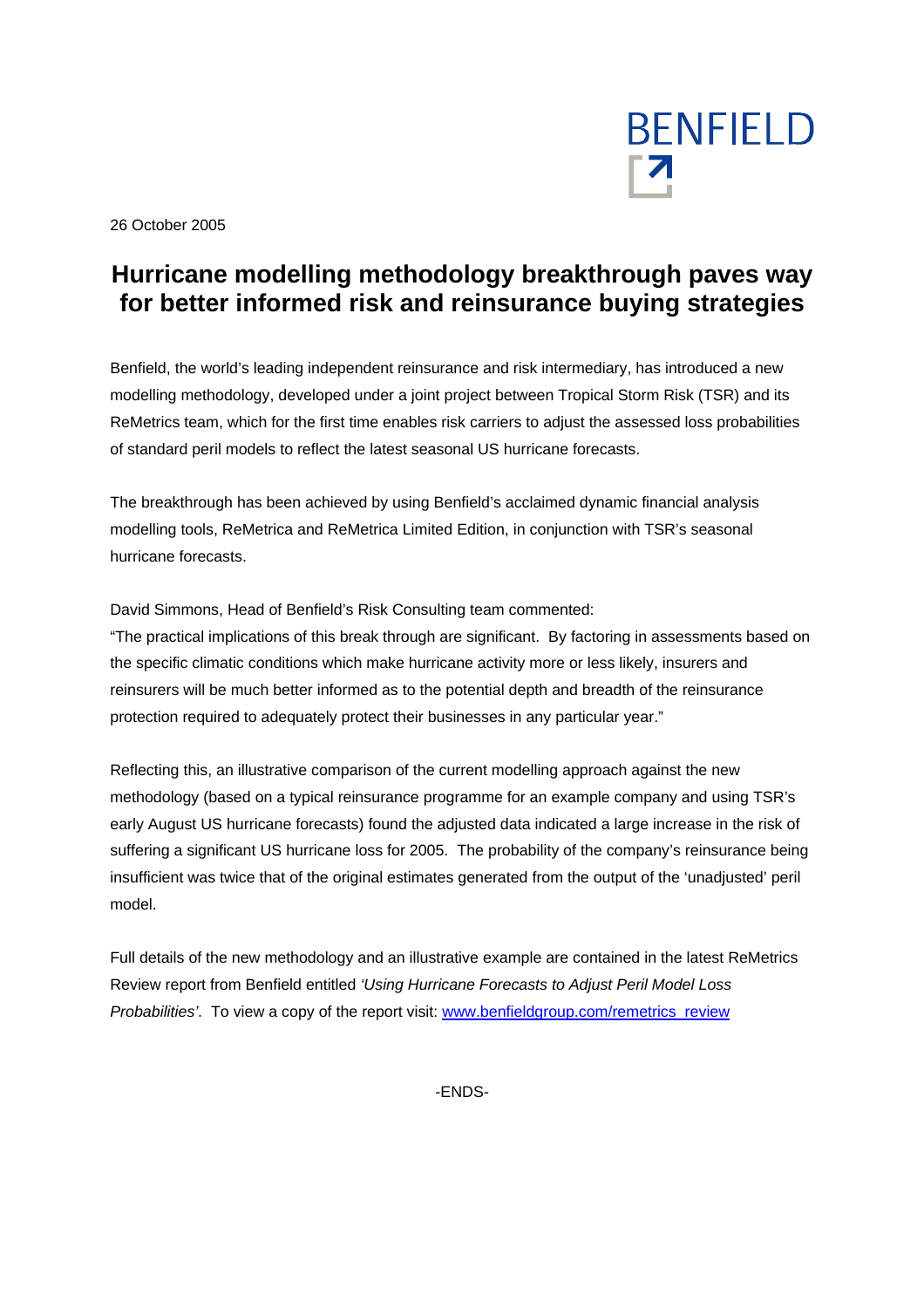BENFIELD

26 October 2005

# Hurricane modelling methodology breakthrough paves way for better informed risk and reinsurance buying strategies

Benfield, the world's leading independent reinsurance and risk intermediary, has introduced a new modelling methodology, developed under a joint project between Tropical Storm Risk (TSR) and its ReMetrics team, which for the first time enables risk carriers to adjust the assessed loss probabilities of standard peril models to reflect the latest seasonal US hurricane forecasts.

The breakthrough has been achieved by using Benfield's acclaimed dynamic financial analysis modelling tools, ReMetrica and ReMetrica Limited Edition, in conjunction with TSR's seasonal hurricane forecasts.

David Simmons, Head of Benfield's Risk Consulting team commented:
"The practical implications of this break through are significant. By factoring in assessments based on the specific climatic conditions which make hurricane activity more or less likely, insurers and reinsurers will be much better informed as to the potential depth and breadth of the reinsurance protection required to adequately protect their businesses in any particular year."

Reflecting this, an illustrative comparison of the current modelling approach against the new methodology (based on a typical reinsurance programme for an example company and using TSR's early August US hurricane forecasts) found the adjusted data indicated a large increase in the risk of suffering a significant US hurricane loss for 2005. The probability of the company's reinsurance being insufficient was twice that of the original estimates generated from the output of the 'unadjusted' peril model.

Full details of the new methodology and an illustrative example are contained in the latest ReMetrics Review report from Benfield entitled *'Using Hurricane Forecasts to Adjust Peril Model Loss Probabilities'*. To view a copy of the report visit: www.benfieldgroup.com/remetrics_review

-ENDS-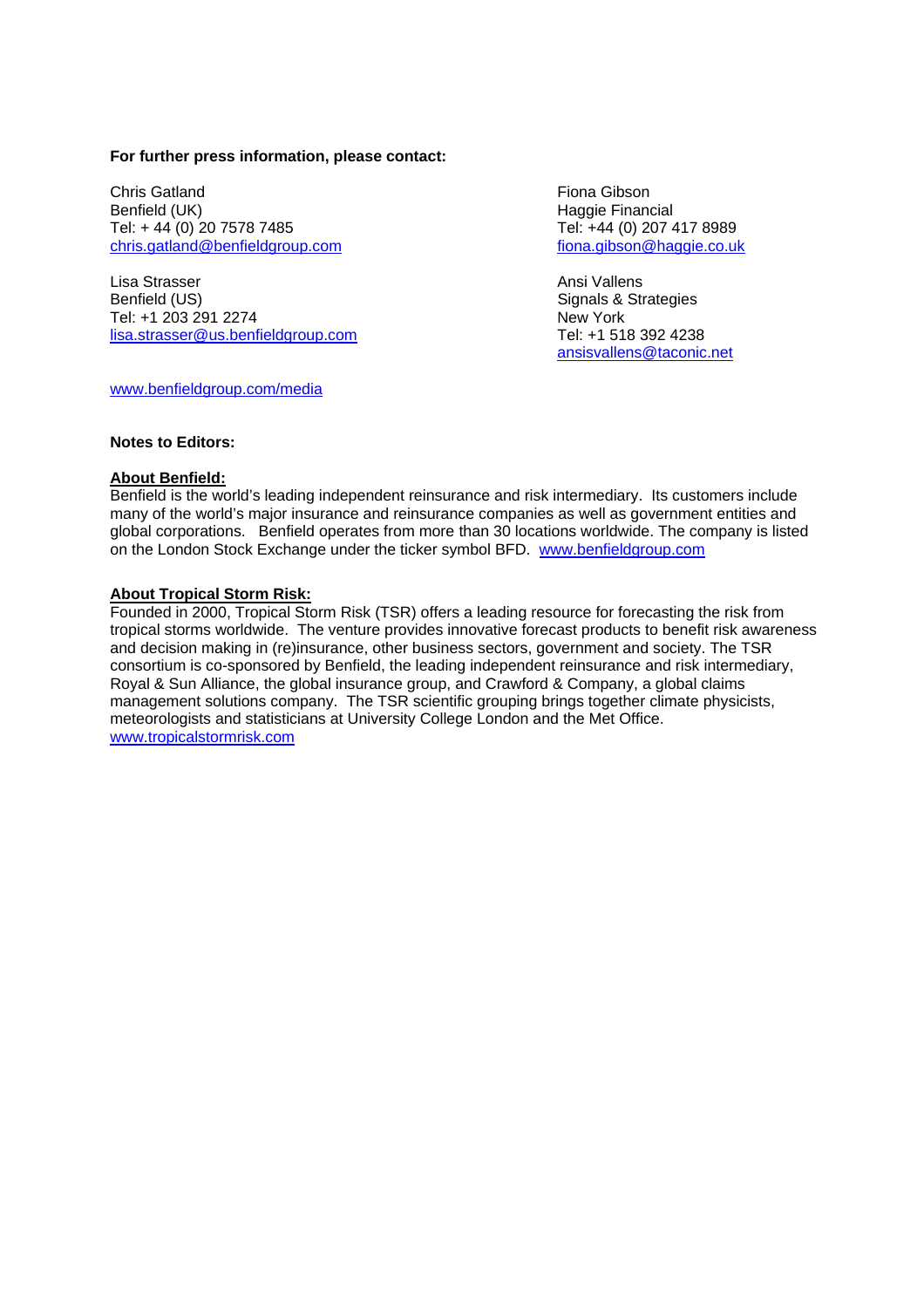**For further press information, please contact:**

Chris Gatland
Benfield (UK)
Tel: + 44 (0) 20 7578 7485
chris.gatland@benfieldgroup.com

Lisa Strasser
Benfield (US)
Tel: +1 203 291 2274
lisa.strasser@us.benfieldgroup.com

Fiona Gibson
Haggie Financial
Tel: +44 (0) 207 417 8989
fiona.gibson@haggie.co.uk

Ansi Vallens
Signals & Strategies
New York
Tel: +1 518 392 4238
ansisvallens@taconic.net

www.benfieldgroup.com/media

**Notes to Editors:**

**About Benfield:**
Benfield is the world's leading independent reinsurance and risk intermediary. Its customers include many of the world's major insurance and reinsurance companies as well as government entities and global corporations. Benfield operates from more than 30 locations worldwide. The company is listed on the London Stock Exchange under the ticker symbol BFD. www.benfieldgroup.com

**About Tropical Storm Risk:**
Founded in 2000, Tropical Storm Risk (TSR) offers a leading resource for forecasting the risk from tropical storms worldwide. The venture provides innovative forecast products to benefit risk awareness and decision making in (re)insurance, other business sectors, government and society. The TSR consortium is co-sponsored by Benfield, the leading independent reinsurance and risk intermediary, Royal & Sun Alliance, the global insurance group, and Crawford & Company, a global claims management solutions company. The TSR scientific grouping brings together climate physicists, meteorologists and statisticians at University College London and the Met Office.
www.tropicalstormrisk.com